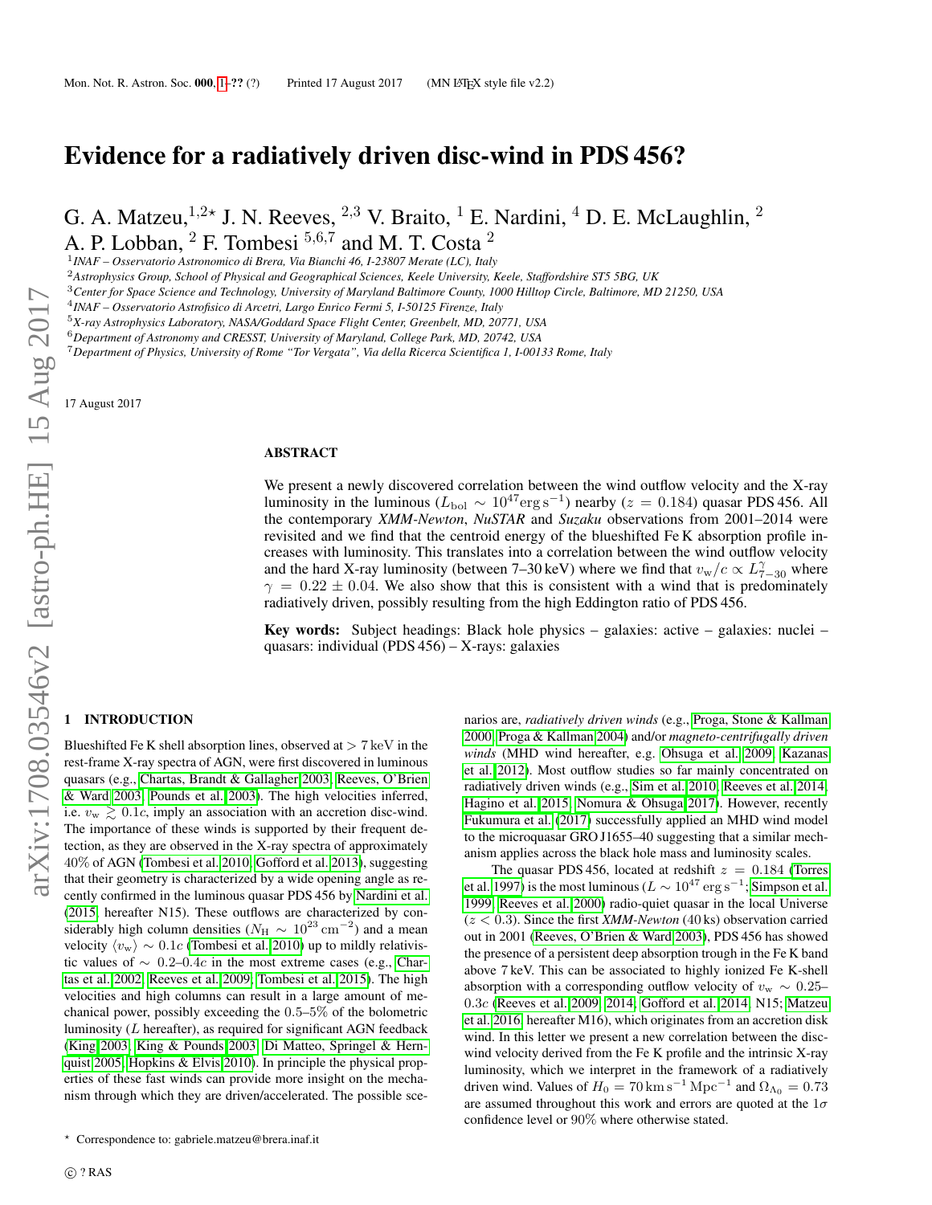# Evidence for a radiatively driven disc-wind in PDS 456?

G. A. Matzeu,[1,2⋆] J. N. Reeves,[2,3] V. Braito,[1] E. Nardini,[4] D. E. McLaughlin,[2] A. P. Lobban,[2] F. Tombesi[5,6,7] and M. T. Costa[2]

[1] *INAF – Osservatorio Astronomico di Brera, Via Bianchi 46, I-23807 Merate (LC), Italy*
[2] *Astrophysics Group, School of Physical and Geographical Sciences, Keele University, Keele, Staffordshire ST5 5BG, UK*
[3] *Center for Space Science and Technology, University of Maryland Baltimore County, 1000 Hilltop Circle, Baltimore, MD 21250, USA*
[4] *INAF – Osservatorio Astrofisico di Arcetri, Largo Enrico Fermi 5, I-50125 Firenze, Italy*
[5] *X-ray Astrophysics Laboratory, NASA/Goddard Space Flight Center, Greenbelt, MD, 20771, USA*
[6] *Department of Astronomy and CRESST, University of Maryland, College Park, MD, 20742, USA*
[7] *Department of Physics, University of Rome "Tor Vergata", Via della Ricerca Scientifica 1, I-00133 Rome, Italy*

17 August 2017

## ABSTRACT

We present a newly discovered correlation between the wind outflow velocity and the X-ray luminosity in the luminous ($L_{\rm bol} \sim 10^{47}{\rm erg\,s^{-1}}$) nearby ($z = 0.184$) quasar PDS 456. All the contemporary *XMM-Newton*, *NuSTAR* and *Suzaku* observations from 2001–2014 were revisited and we find that the centroid energy of the blueshifted Fe K absorption profile increases with luminosity. This translates into a correlation between the wind outflow velocity and the hard X-ray luminosity (between 7–30 keV) where we find that $v_{\rm w}/c \propto L^{\gamma}_{7-30}$ where $\gamma = 0.22 \pm 0.04$. We also show that this is consistent with a wind that is predominately radiatively driven, possibly resulting from the high Eddington ratio of PDS 456.

**Key words:** Subject headings: Black hole physics – galaxies: active – galaxies: nuclei – quasars: individual (PDS 456) – X-rays: galaxies

## 1 INTRODUCTION

Blueshifted Fe K shell absorption lines, observed at $> 7$ keV in the rest-frame X-ray spectra of AGN, were first discovered in luminous quasars (e.g., Chartas, Brandt & Gallagher 2003; Reeves, O'Brien & Ward 2003; Pounds et al. 2003). The high velocities inferred, i.e. $v_{\rm w} \gtrsim 0.1c$, imply an association with an accretion disc-wind. The importance of these winds is supported by their frequent detection, as they are observed in the X-ray spectra of approximately $40\%$ of AGN (Tombesi et al. 2010; Gofford et al. 2013), suggesting that their geometry is characterized by a wide opening angle as recently confirmed in the luminous quasar PDS 456 by Nardini et al. (2015, hereafter N15). These outflows are characterized by considerably high column densities ($N_{\rm H} \sim 10^{23}\,{\rm cm^{-2}}$) and a mean velocity $\langle v_{\rm w} \rangle \sim 0.1c$ (Tombesi et al. 2010) up to mildly relativistic values of $\sim 0.2$–$0.4c$ in the most extreme cases (e.g., Chartas et al. 2002; Reeves et al. 2009; Tombesi et al. 2015). The high velocities and high columns can result in a large amount of mechanical power, possibly exceeding the 0.5–5% of the bolometric luminosity ($L$ hereafter), as required for significant AGN feedback (King 2003; King & Pounds 2003; Di Matteo, Springel & Hernquist 2005; Hopkins & Elvis 2010). In principle the physical properties of these fast winds can provide more insight on the mechanism through which they are driven/accelerated. The possible scenarios are, *radiatively driven winds* (e.g., Proga, Stone & Kallman 2000; Proga & Kallman 2004) and/or *magneto-centrifugally driven winds* (MHD wind hereafter, e.g. Ohsuga et al. 2009; Kazanas et al. 2012). Most outflow studies so far mainly concentrated on radiatively driven winds (e.g., Sim et al. 2010; Reeves et al. 2014; Hagino et al. 2015; Nomura & Ohsuga 2017). However, recently Fukumura et al. (2017) successfully applied an MHD wind model to the microquasar GRO J1655–40 suggesting that a similar mechanism applies across the black hole mass and luminosity scales.

The quasar PDS 456, located at redshift $z = 0.184$ (Torres et al. 1997) is the most luminous ($L \sim 10^{47}\,{\rm erg\,s^{-1}}$; Simpson et al. 1999; Reeves et al. 2000) radio-quiet quasar in the local Universe ($z < 0.3$). Since the first *XMM-Newton* (40 ks) observation carried out in 2001 (Reeves, O'Brien & Ward 2003), PDS 456 has showed the presence of a persistent deep absorption trough in the Fe K band above 7 keV. This can be associated to highly ionized Fe K-shell absorption with a corresponding outflow velocity of $v_{\rm w} \sim 0.25$–$0.3c$ (Reeves et al. 2009, 2014; Gofford et al. 2014; N15; Matzeu et al. 2016, hereafter M16), which originates from an accretion disk wind. In this letter we present a new correlation between the disc-wind velocity derived from the Fe K profile and the intrinsic X-ray luminosity, which we interpret in the framework of a radiatively driven wind. Values of $H_0 = 70\,{\rm km\,s^{-1}\,Mpc^{-1}}$ and $\Omega_{\Lambda_0} = 0.73$ are assumed throughout this work and errors are quoted at the $1\sigma$ confidence level or 90% where otherwise stated.

⋆ Correspondence to: gabriele.matzeu@brera.inaf.it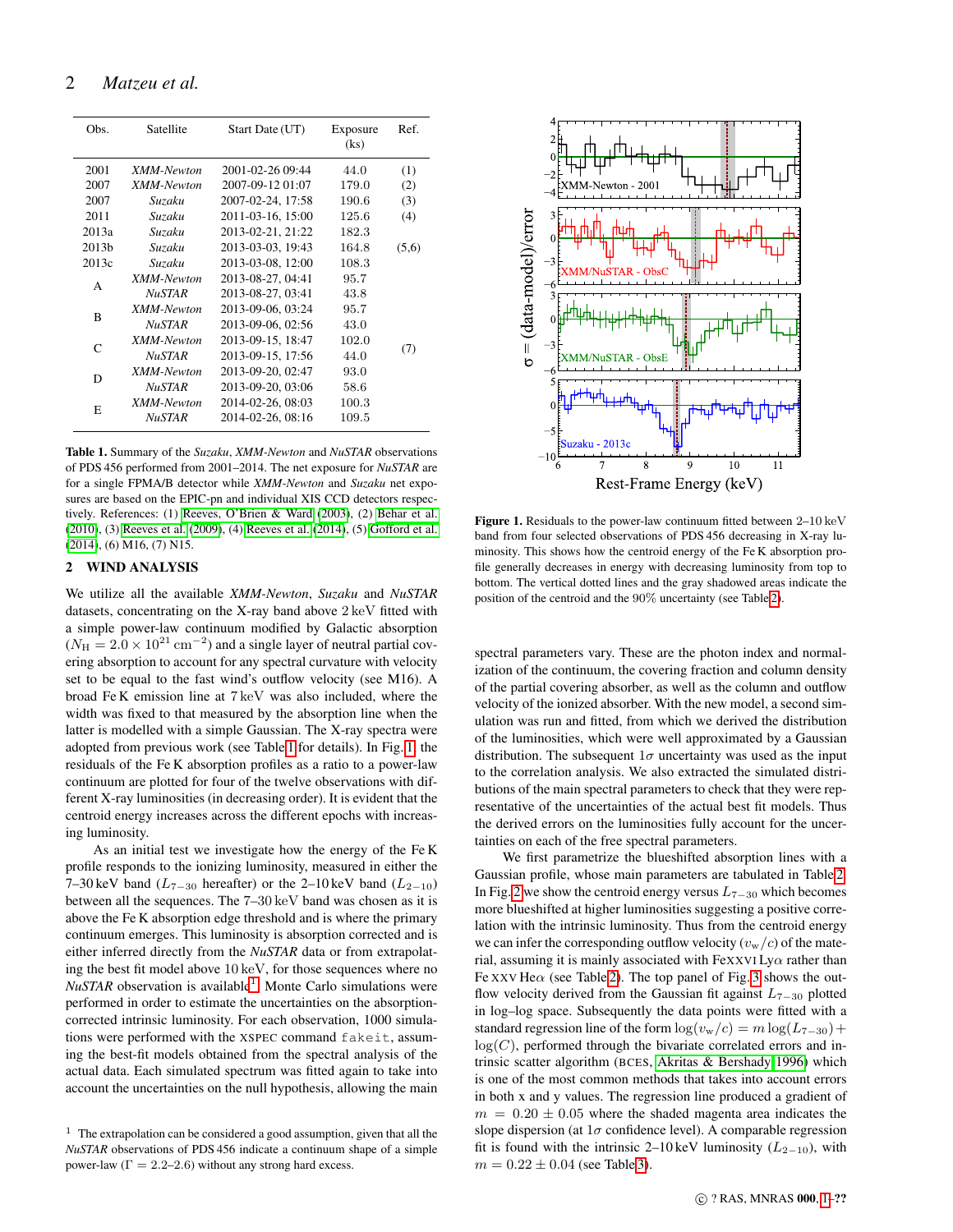| Obs. | Satellite | Start Date (UT) | Exposure (ks) | Ref. |
|---|---|---|---|---|
| 2001 | *XMM-Newton* | 2001-02-26 09:44 | 44.0 | (1) |
| 2007 | *XMM-Newton* | 2007-09-12 01:07 | 179.0 | (2) |
| 2007 | *Suzaku* | 2007-02-24, 17:58 | 190.6 | (3) |
| 2011 | *Suzaku* | 2011-03-16, 15:00 | 125.6 | (4) |
| 2013a | *Suzaku* | 2013-02-21, 21:22 | 182.3 | |
| 2013b | *Suzaku* | 2013-03-03, 19:43 | 164.8 | (5,6) |
| 2013c | *Suzaku* | 2013-03-08, 12:00 | 108.3 | |
| A | *XMM-Newton* | 2013-08-27, 04:41 | 95.7 | |
| | *NuSTAR* | 2013-08-27, 03:41 | 43.8 | |
| B | *XMM-Newton* | 2013-09-06, 03:24 | 95.7 | |
| | *NuSTAR* | 2013-09-06, 02:56 | 43.0 | |
| C | *XMM-Newton* | 2013-09-15, 18:47 | 102.0 | (7) |
| | *NuSTAR* | 2013-09-15, 17:56 | 44.0 | |
| D | *XMM-Newton* | 2013-09-20, 02:47 | 93.0 | |
| | *NuSTAR* | 2013-09-20, 03:06 | 58.6 | |
| E | *XMM-Newton* | 2014-02-26, 08:03 | 100.3 | |
| | *NuSTAR* | 2014-02-26, 08:16 | 109.5 | |

**Table 1.** Summary of the *Suzaku*, *XMM-Newton* and *NuSTAR* observations of PDS 456 performed from 2001–2014. The net exposure for *NuSTAR* are for a single FPMA/B detector while *XMM-Newton* and *Suzaku* net exposures are based on the EPIC-pn and individual XIS CCD detectors respectively. References: (1) Reeves, O'Brien & Ward (2003), (2) Behar et al. (2010), (3) Reeves et al. (2009), (4) Reeves et al. (2014), (5) Gofford et al. (2014), (6) M16, (7) N15.

## 2 WIND ANALYSIS

We utilize all the available *XMM-Newton*, *Suzaku* and *NuSTAR* datasets, concentrating on the X-ray band above 2 keV fitted with a simple power-law continuum modified by Galactic absorption ($N_{\rm H} = 2.0 \times 10^{21}\,{\rm cm}^{-2}$) and a single layer of neutral partial covering absorption to account for any spectral curvature with velocity set to be equal to the fast wind's outflow velocity (see M16). A broad Fe K emission line at 7 keV was also included, where the width was fixed to that measured by the absorption line when the latter is modelled with a simple Gaussian. The X-ray spectra were adopted from previous work (see Table 1 for details). In Fig. 1, the residuals of the Fe K absorption profiles as a ratio to a power-law continuum are plotted for four of the twelve observations with different X-ray luminosities (in decreasing order). It is evident that the centroid energy increases across the different epochs with increasing luminosity.

As an initial test we investigate how the energy of the Fe K profile responds to the ionizing luminosity, measured in either the 7–30 keV band ($L_{7-30}$ hereafter) or the 2–10 keV band ($L_{2-10}$) between all the sequences. The 7–30 keV band was chosen as it is above the Fe K absorption edge threshold and is where the primary continuum emerges. This luminosity is absorption corrected and is either inferred directly from the *NuSTAR* data or from extrapolating the best fit model above 10 keV, for those sequences where no *NuSTAR* observation is available[1]. Monte Carlo simulations were performed in order to estimate the uncertainties on the absorption-corrected intrinsic luminosity. For each observation, 1000 simulations were performed with the XSPEC command fakeit, assuming the best-fit models obtained from the spectral analysis of the actual data. Each simulated spectrum was fitted again to take into account the uncertainties on the null hypothesis, allowing the main spectral parameters vary. These are the photon index and normalization of the continuum, the covering fraction and column density of the partial covering absorber, as well as the column and outflow velocity of the ionized absorber. With the new model, a second simulation was run and fitted, from which we derived the distribution of the luminosities, which were well approximated by a Gaussian distribution. The subsequent $1\sigma$ uncertainty was used as the input to the correlation analysis. We also extracted the simulated distributions of the main spectral parameters to check that they were representative of the uncertainties of the actual best fit models. Thus the derived errors on the luminosities fully account for the uncertainties on each of the free spectral parameters.

[1] The extrapolation can be considered a good assumption, given that all the *NuSTAR* observations of PDS 456 indicate a continuum shape of a simple power-law ($\Gamma = 2.2$–$2.6$) without any strong hard excess.

**Figure 1.** Residuals to the power-law continuum fitted between 2–10 keV band from four selected observations of PDS 456 decreasing in X-ray luminosity. This shows how the centroid energy of the Fe K absorption profile generally decreases in energy with decreasing luminosity from top to bottom. The vertical dotted lines and the gray shadowed areas indicate the position of the centroid and the 90% uncertainty (see Table 2).

We first parametrize the blueshifted absorption lines with a Gaussian profile, whose main parameters are tabulated in Table 2. In Fig. 2 we show the centroid energy versus $L_{7-30}$ which becomes more blueshifted at higher luminosities suggesting a positive correlation with the intrinsic luminosity. Thus from the centroid energy we can infer the corresponding outflow velocity ($v_{\rm w}/c$) of the material, assuming it is mainly associated with Fe XXVI Ly$\alpha$ rather than Fe XXV He$\alpha$ (see Table 2). The top panel of Fig. 3 shows the outflow velocity derived from the Gaussian fit against $L_{7-30}$ plotted in log–log space. Subsequently the data points were fitted with a standard regression line of the form $\log(v_{\rm w}/c) = m\log(L_{7-30}) + \log(C)$, performed through the bivariate correlated errors and intrinsic scatter algorithm (BCES, Akritas & Bershady 1996) which is one of the most common methods that takes into account errors in both x and y values. The regression line produced a gradient of $m = 0.20 \pm 0.05$ where the shaded magenta area indicates the slope dispersion (at $1\sigma$ confidence level). A comparable regression fit is found with the intrinsic 2–10 keV luminosity ($L_{2-10}$), with $m = 0.22 \pm 0.04$ (see Table 3).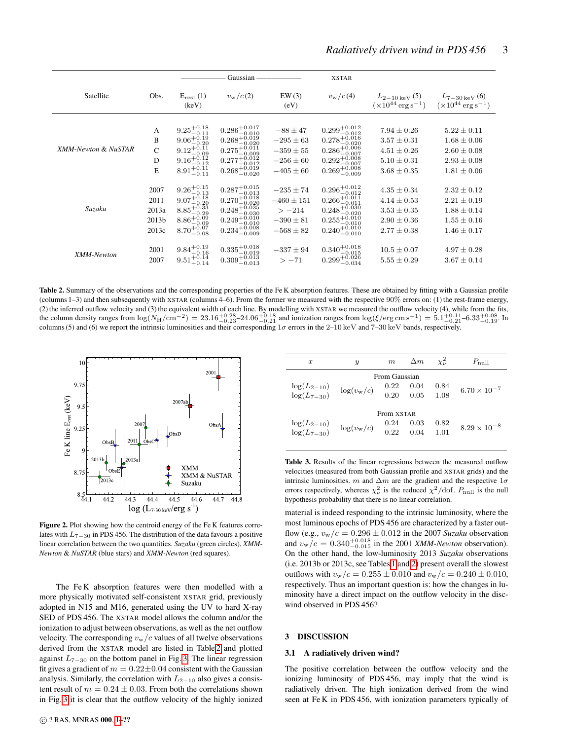| Satellite | Obs. | Gaussian $E_{\rm rest}$ (1) (keV) | Gaussian $v_{\rm w}/c$ (2) | EW (3) (eV) | XSTAR $v_{\rm w}/c$ (4) | $L_{2-10\,{\rm keV}}$ (5) ($\times 10^{44}$ erg s$^{-1}$) | $L_{7-30\,{\rm keV}}$ (6) ($\times 10^{44}$ erg s$^{-1}$) |
|---|---|---|---|---|---|---|---|
| *XMM-Newton & NuSTAR* | A | $9.25^{+0.18}_{-0.11}$ | $0.286^{+0.017}_{-0.010}$ | $-88 \pm 47$ | $0.299^{+0.012}_{-0.012}$ | $7.94 \pm 0.26$ | $5.22 \pm 0.11$ |
| | B | $9.06^{+0.19}_{-0.20}$ | $0.268^{+0.019}_{-0.020}$ | $-295 \pm 63$ | $0.278^{+0.016}_{-0.020}$ | $3.57 \pm 0.31$ | $1.68 \pm 0.06$ |
| | C | $9.12^{+0.11}_{-0.09}$ | $0.275^{+0.011}_{-0.009}$ | $-359 \pm 55$ | $0.286^{+0.006}_{-0.007}$ | $4.51 \pm 0.26$ | $2.60 \pm 0.08$ |
| | D | $9.16^{+0.12}_{-0.12}$ | $0.277^{+0.012}_{-0.012}$ | $-256 \pm 60$ | $0.292^{+0.008}_{-0.007}$ | $5.10 \pm 0.31$ | $2.93 \pm 0.08$ |
| | E | $8.91^{+0.11}_{-0.11}$ | $0.268^{+0.019}_{-0.020}$ | $-405 \pm 60$ | $0.269^{+0.008}_{-0.009}$ | $3.68 \pm 0.35$ | $1.81 \pm 0.06$ |
| *Suzaku* | 2007 | $9.26^{+0.15}_{-0.13}$ | $0.287^{+0.015}_{-0.013}$ | $-235 \pm 74$ | $0.296^{+0.012}_{-0.012}$ | $4.35 \pm 0.34$ | $2.32 \pm 0.12$ |
| | 2011 | $9.07^{+0.18}_{-0.20}$ | $0.270^{+0.018}_{-0.020}$ | $-460 \pm 151$ | $0.266^{+0.011}_{-0.011}$ | $4.14 \pm 0.53$ | $2.21 \pm 0.19$ |
| | 2013a | $8.85^{+0.33}_{-0.29}$ | $0.248^{+0.035}_{-0.030}$ | $> -214$ | $0.248^{+0.030}_{-0.020}$ | $3.53 \pm 0.35$ | $1.88 \pm 0.14$ |
| | 2013b | $8.86^{+0.09}_{-0.09}$ | $0.249^{+0.010}_{-0.010}$ | $-390 \pm 81$ | $0.255^{+0.010}_{-0.010}$ | $2.90 \pm 0.36$ | $1.55 \pm 0.16$ |
| | 2013c | $8.70^{+0.07}_{-0.08}$ | $0.234^{+0.008}_{-0.009}$ | $-568 \pm 82$ | $0.240^{+0.010}_{-0.010}$ | $2.77 \pm 0.38$ | $1.46 \pm 0.17$ |
| *XMM-Newton* | 2001 | $9.84^{+0.19}_{-0.16}$ | $0.335^{+0.018}_{-0.019}$ | $-337 \pm 94$ | $0.340^{+0.018}_{-0.015}$ | $10.5 \pm 0.07$ | $4.97 \pm 0.28$ |
| | 2007 | $9.51^{+0.14}_{-0.14}$ | $0.309^{+0.013}_{-0.013}$ | $> -71$ | $0.299^{+0.026}_{-0.034}$ | $5.55 \pm 0.29$ | $3.67 \pm 0.14$ |

**Table 2.** Summary of the observations and the corresponding properties of the Fe K absorption features. These are obtained by fitting with a Gaussian profile (columns 1–3) and then subsequently with XSTAR (columns 4–6). From the former we measured with the respective 90% errors on: (1) the rest-frame energy, (2) the inferred outflow velocity and (3) the equivalent width of each line. By modelling with XSTAR we measured the outflow velocity (4), while from the fits, the column density ranges from $\log(N_{\rm H}/{\rm cm}^{-2}) = 23.16^{+0.28}_{-0.23}$–$24.06^{+0.18}_{-0.21}$ and ionization ranges from $\log(\xi/{\rm erg\,cm\,s}^{-1}) = 5.1^{+0.11}_{-0.21}$–$6.33^{+0.08}_{-0.19}$. In columns (5) and (6) we report the intrinsic luminosities and their corresponding $1\sigma$ errors in the 2–10 keV and 7–30 keV bands, respectively.

**Figure 2.** Plot showing how the centroid energy of the Fe K features correlates with $L_{7-30}$ in PDS 456. The distribution of the data favours a positive linear correlation between the two quantities. *Suzaku* (green circles), *XMM-Newton* & *NuSTAR* (blue stars) and *XMM-Newton* (red squares).

The Fe K absorption features were then modelled with a more physically motivated self-consistent XSTAR grid, previously adopted in N15 and M16, generated using the UV to hard X-ray SED of PDS 456. The XSTAR model allows the column and/or the ionization to adjust between observations, as well as the net outflow velocity. The corresponding $v_{\rm w}/c$ values of all twelve observations derived from the XSTAR model are listed in Table 2 and plotted against $L_{7-30}$ on the bottom panel in Fig. 3. The linear regression fit gives a gradient of $m = 0.22 \pm 0.04$ consistent with the Gaussian analysis. Similarly, the correlation with $L_{2-10}$ also gives a consistent result of $m = 0.24 \pm 0.03$. From both the correlations shown in Fig. 3 it is clear that the outflow velocity of the highly ionized material is indeed responding to the intrinsic luminosity, where the most luminous epochs of PDS 456 are characterized by a faster outflow (e.g., $v_{\rm w}/c = 0.296 \pm 0.012$ in the 2007 *Suzaku* observation and $v_{\rm w}/c = 0.340^{+0.018}_{-0.015}$ in the 2001 *XMM-Newton* observation). On the other hand, the low-luminosity 2013 *Suzaku* observations (i.e. 2013b or 2013c, see Tables 1 and 2) present overall the slowest outflows with $v_{\rm w}/c = 0.255 \pm 0.010$ and $v_{\rm w}/c = 0.240 \pm 0.010$, respectively. Thus an important question is: how the changes in luminosity have a direct impact on the outflow velocity in the disc-wind observed in PDS 456?

| $x$ | $y$ | $m$ | $\Delta m$ | $\chi^2_\nu$ | $P_{\rm null}$ |
|---|---|---|---|---|---|
| From Gaussian | | | | | |
| $\log(L_{2-10})$ | $\log(v_{\rm w}/c)$ | 0.22 | 0.04 | 0.84 | $6.70 \times 10^{-7}$ |
| $\log(L_{7-30})$ | | 0.20 | 0.05 | 1.08 | |
| From XSTAR | | | | | |
| $\log(L_{2-10})$ | $\log(v_{\rm w}/c)$ | 0.24 | 0.03 | 0.82 | $8.29 \times 10^{-8}$ |
| $\log(L_{7-30})$ | | 0.22 | 0.04 | 1.01 | |

**Table 3.** Results of the linear regressions between the measured outflow velocities (measured from both Gaussian profile and XSTAR grids) and the intrinsic luminosities. $m$ and $\Delta m$ are the gradient and the respective $1\sigma$ errors respectively, whereas $\chi^2_\nu$ is the reduced $\chi^2$/dof. $P_{\rm null}$ is the null hypothesis probability that there is no linear correlation.

## 3 DISCUSSION

### 3.1 A radiatively driven wind?

The positive correlation between the outflow velocity and the ionizing luminosity of PDS 456, may imply that the wind is radiatively driven. The high ionization derived from the wind seen at Fe K in PDS 456, with ionization parameters typically of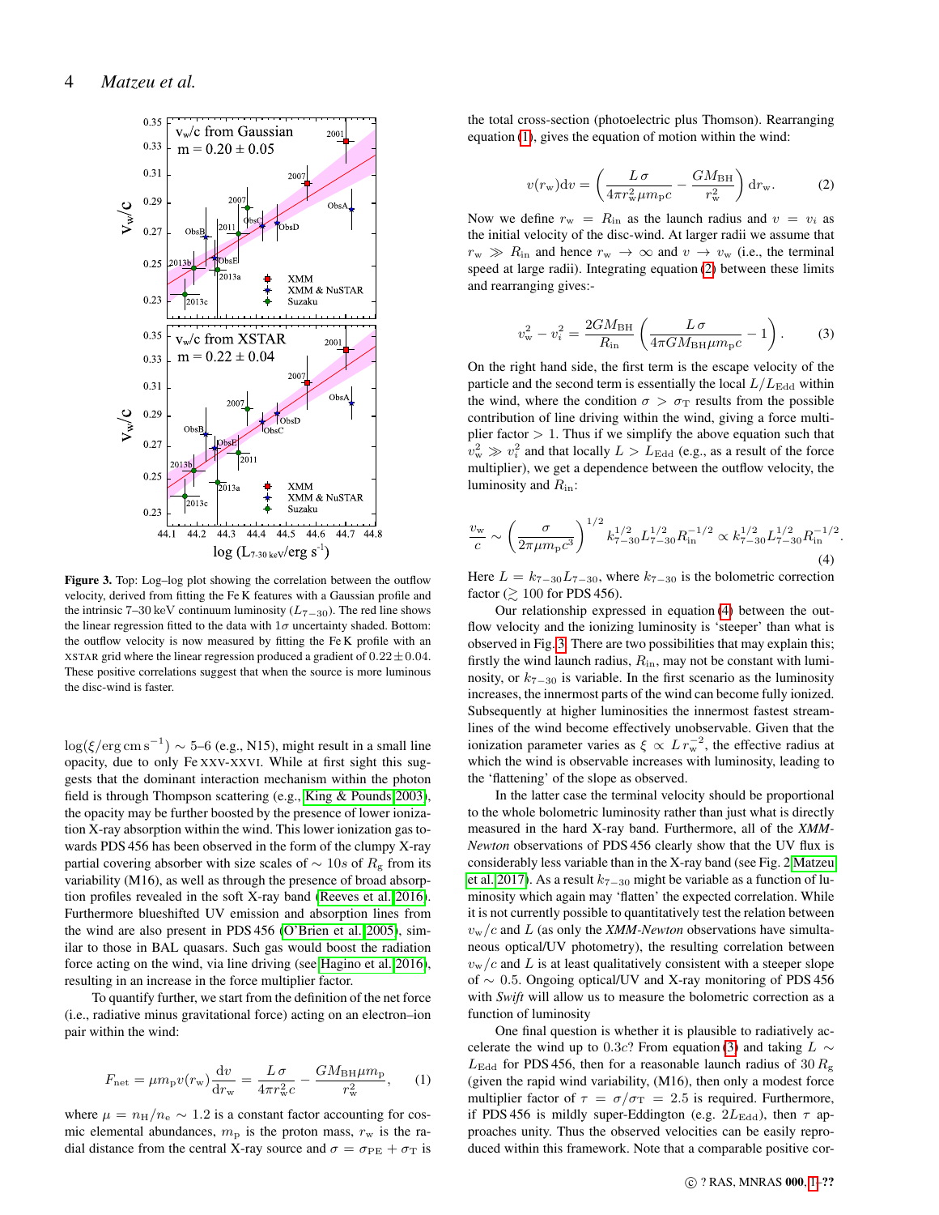Figure 3. Top: Log–log plot showing the correlation between the outflow velocity, derived from fitting the Fe K features with a Gaussian profile and the intrinsic 7–30 keV continuum luminosity ($L_{7-30}$). The red line shows the linear regression fitted to the data with $1\sigma$ uncertainty shaded. Bottom: the outflow velocity is now measured by fitting the Fe K profile with an XSTAR grid where the linear regression produced a gradient of $0.22 \pm 0.04$. These positive correlations suggest that when the source is more luminous the disc-wind is faster.

$\log(\xi/\mathrm{erg\,cm\,s^{-1}}) \sim$ 5–6 (e.g., N15), might result in a small line opacity, due to only Fe XXV-XXVI. While at first sight this suggests that the dominant interaction mechanism within the photon field is through Thompson scattering (e.g., King & Pounds 2003), the opacity may be further boosted by the presence of lower ionization X-ray absorption within the wind. This lower ionization gas towards PDS 456 has been observed in the form of the clumpy X-ray partial covering absorber with size scales of $\sim 10s$ of $R_{\rm g}$ from its variability (M16), as well as through the presence of broad absorption profiles revealed in the soft X-ray band (Reeves et al. 2016). Furthermore blueshifted UV emission and absorption lines from the wind are also present in PDS 456 (O'Brien et al. 2005), similar to those in BAL quasars. Such gas would boost the radiation force acting on the wind, via line driving (see Hagino et al. 2016), resulting in an increase in the force multiplier factor.

To quantify further, we start from the definition of the net force (i.e., radiative minus gravitational force) acting on an electron–ion pair within the wind:

$$F_{\rm net} = \mu m_{\rm p} v(r_{\rm w}) \frac{{\rm d}v}{{\rm d}r_{\rm w}} = \frac{L\,\sigma}{4\pi r_{\rm w}^2 c} - \frac{GM_{\rm BH}\mu m_{\rm p}}{r_{\rm w}^2}, \qquad (1)$$

where $\mu = n_{\rm H}/n_{\rm e} \sim 1.2$ is a constant factor accounting for cosmic elemental abundances, $m_{\rm p}$ is the proton mass, $r_{\rm w}$ is the radial distance from the central X-ray source and $\sigma = \sigma_{\rm PE} + \sigma_{\rm T}$ is the total cross-section (photoelectric plus Thomson). Rearranging equation (1), gives the equation of motion within the wind:

$$v(r_{\rm w}){\rm d}v = \left(\frac{L\,\sigma}{4\pi r_{\rm w}^2 \mu m_{\rm p} c} - \frac{GM_{\rm BH}}{r_{\rm w}^2}\right){\rm d}r_{\rm w}. \qquad (2)$$

Now we define $r_{\rm w} = R_{\rm in}$ as the launch radius and $v = v_i$ as the initial velocity of the disc-wind. At larger radii we assume that $r_{\rm w} \gg R_{\rm in}$ and hence $r_{\rm w} \to \infty$ and $v \to v_{\rm w}$ (i.e., the terminal speed at large radii). Integrating equation (2) between these limits and rearranging gives:-

$$v_{\rm w}^2 - v_i^2 = \frac{2GM_{\rm BH}}{R_{\rm in}}\left(\frac{L\,\sigma}{4\pi GM_{\rm BH}\mu m_{\rm p} c} - 1\right). \qquad (3)$$

On the right hand side, the first term is the escape velocity of the particle and the second term is essentially the local $L/L_{\rm Edd}$ within the wind, where the condition $\sigma > \sigma_{\rm T}$ results from the possible contribution of line driving within the wind, giving a force multiplier factor $> 1$. Thus if we simplify the above equation such that $v_{\rm w}^2 \gg v_i^2$ and that locally $L > L_{\rm Edd}$ (e.g., as a result of the force multiplier), we get a dependence between the outflow velocity, the luminosity and $R_{\rm in}$:

$$\frac{v_{\rm w}}{c} \sim \left(\frac{\sigma}{2\pi\mu m_{\rm p} c^3}\right)^{1/2} k_{7-30}^{1/2} L_{7-30}^{1/2} R_{\rm in}^{-1/2} \propto k_{7-30}^{1/2} L_{7-30}^{1/2} R_{\rm in}^{-1/2}. \qquad (4)$$

Here $L = k_{7-30} L_{7-30}$, where $k_{7-30}$ is the bolometric correction factor ($\gtrsim 100$ for PDS 456).

Our relationship expressed in equation (4) between the outflow velocity and the ionizing luminosity is 'steeper' than what is observed in Fig. 3. There are two possibilities that may explain this; firstly the wind launch radius, $R_{\rm in}$, may not be constant with luminosity, or $k_{7-30}$ is variable. In the first scenario as the luminosity increases, the innermost parts of the wind can become fully ionized. Subsequently at higher luminosities the innermost fastest streamlines of the wind become effectively unobservable. Given that the ionization parameter varies as $\xi \propto L\,r_{\rm w}^{-2}$, the effective radius at which the wind is observable increases with luminosity, leading to the 'flattening' of the slope as observed.

In the latter case the terminal velocity should be proportional to the whole bolometric luminosity rather than just what is directly measured in the hard X-ray band. Furthermore, all of the *XMM-Newton* observations of PDS 456 clearly show that the UV flux is considerably less variable than in the X-ray band (see Fig. 2 Matzeu et al. 2017). As a result $k_{7-30}$ might be variable as a function of luminosity which again may 'flatten' the expected correlation. While it is not currently possible to quantitatively test the relation between $v_{\rm w}/c$ and $L$ (as only the *XMM-Newton* observations have simultaneous optical/UV photometry), the resulting correlation between $v_{\rm w}/c$ and $L$ is at least qualitatively consistent with a steeper slope of $\sim 0.5$. Ongoing optical/UV and X-ray monitoring of PDS 456 with *Swift* will allow us to measure the bolometric correction as a function of luminosity

One final question is whether it is plausible to radiatively accelerate the wind up to $0.3c$? From equation (3) and taking $L \sim L_{\rm Edd}$ for PDS 456, then for a reasonable launch radius of $30\,R_{\rm g}$ (given the rapid wind variability, (M16), then only a modest force multiplier factor of $\tau = \sigma/\sigma_{\rm T} = 2.5$ is required. Furthermore, if PDS 456 is mildly super-Eddington (e.g. $2L_{\rm Edd}$), then $\tau$ approaches unity. Thus the observed velocities can be easily reproduced within this framework. Note that a comparable positive cor-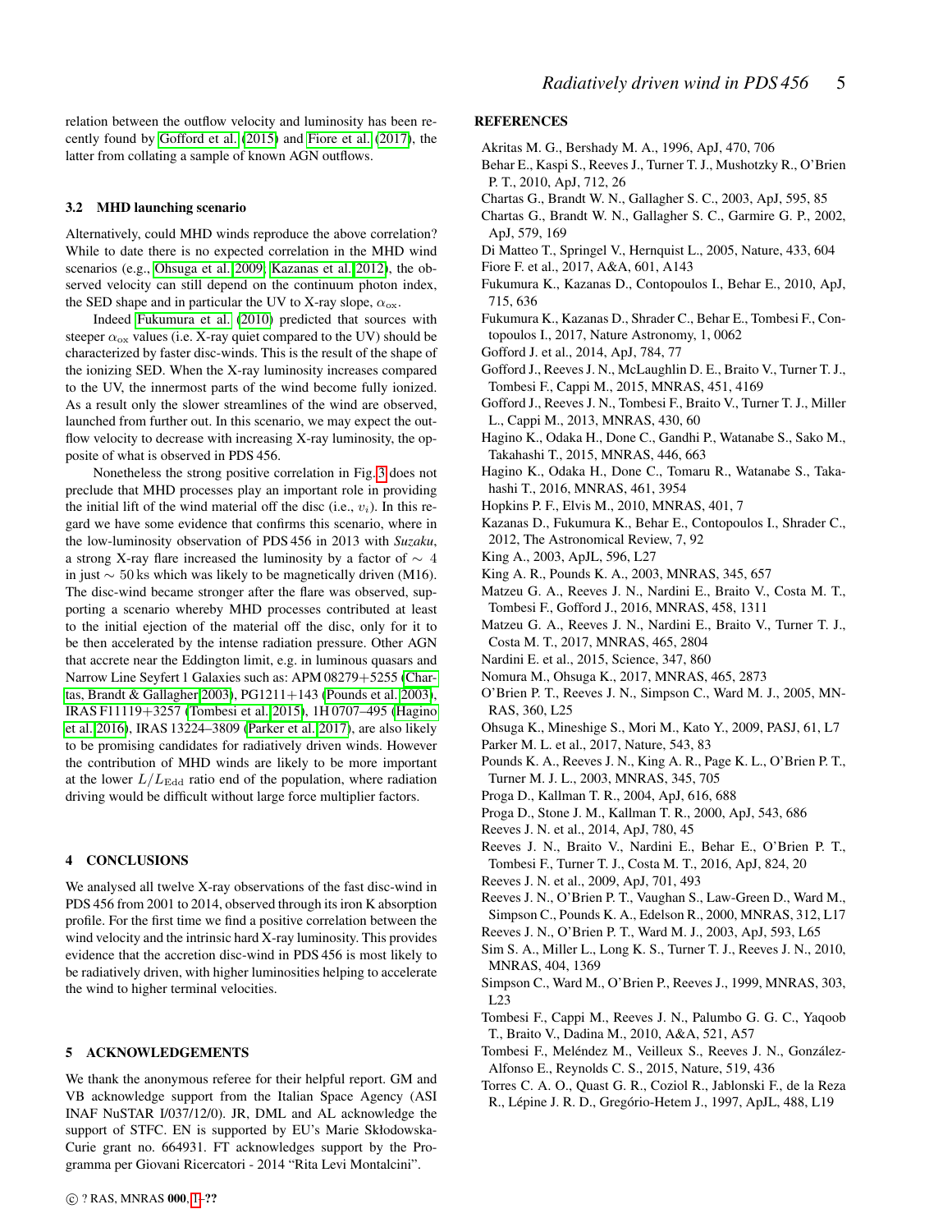relation between the outflow velocity and luminosity has been recently found by Gofford et al. (2015) and Fiore et al. (2017), the latter from collating a sample of known AGN outflows.

### 3.2 MHD launching scenario

Alternatively, could MHD winds reproduce the above correlation? While to date there is no expected correlation in the MHD wind scenarios (e.g., Ohsuga et al. 2009, Kazanas et al. 2012), the observed velocity can still depend on the continuum photon index, the SED shape and in particular the UV to X-ray slope, $\alpha_{\rm ox}$.

Indeed Fukumura et al. (2010) predicted that sources with steeper $\alpha_{\rm ox}$ values (i.e. X-ray quiet compared to the UV) should be characterized by faster disc-winds. This is the result of the shape of the ionizing SED. When the X-ray luminosity increases compared to the UV, the innermost parts of the wind become fully ionized. As a result only the slower streamlines of the wind are observed, launched from further out. In this scenario, we may expect the outflow velocity to decrease with increasing X-ray luminosity, the opposite of what is observed in PDS 456.

Nonetheless the strong positive correlation in Fig. 3 does not preclude that MHD processes play an important role in providing the initial lift of the wind material off the disc (i.e., $v_i$). In this regard we have some evidence that confirms this scenario, where in the low-luminosity observation of PDS 456 in 2013 with *Suzaku*, a strong X-ray flare increased the luminosity by a factor of $\sim 4$ in just $\sim 50$ ks which was likely to be magnetically driven (M16). The disc-wind became stronger after the flare was observed, supporting a scenario whereby MHD processes contributed at least to the initial ejection of the material off the disc, only for it to be then accelerated by the intense radiation pressure. Other AGN that accrete near the Eddington limit, e.g. in luminous quasars and Narrow Line Seyfert 1 Galaxies such as: APM 08279+5255 (Chartas, Brandt & Gallagher 2003), PG1211+143 (Pounds et al. 2003), IRAS F11119+3257 (Tombesi et al. 2015), 1H 0707–495 (Hagino et al. 2016), IRAS 13224–3809 (Parker et al. 2017), are also likely to be promising candidates for radiatively driven winds. However the contribution of MHD winds are likely to be more important at the lower $L/L_{\rm Edd}$ ratio end of the population, where radiation driving would be difficult without large force multiplier factors.

## 4 CONCLUSIONS

We analysed all twelve X-ray observations of the fast disc-wind in PDS 456 from 2001 to 2014, observed through its iron K absorption profile. For the first time we find a positive correlation between the wind velocity and the intrinsic hard X-ray luminosity. This provides evidence that the accretion disc-wind in PDS 456 is most likely to be radiatively driven, with higher luminosities helping to accelerate the wind to higher terminal velocities.

## 5 ACKNOWLEDGEMENTS

We thank the anonymous referee for their helpful report. GM and VB acknowledge support from the Italian Space Agency (ASI INAF NuSTAR I/037/12/0). JR, DML and AL acknowledge the support of STFC. EN is supported by EU's Marie Skłodowska-Curie grant no. 664931. FT acknowledges support by the Programma per Giovani Ricercatori - 2014 "Rita Levi Montalcini".

## REFERENCES

Akritas M. G., Bershady M. A., 1996, ApJ, 470, 706

Behar E., Kaspi S., Reeves J., Turner T. J., Mushotzky R., O'Brien P. T., 2010, ApJ, 712, 26

Chartas G., Brandt W. N., Gallagher S. C., 2003, ApJ, 595, 85

Chartas G., Brandt W. N., Gallagher S. C., Garmire G. P., 2002, ApJ, 579, 169

Di Matteo T., Springel V., Hernquist L., 2005, Nature, 433, 604

Fiore F. et al., 2017, A&A, 601, A143

Fukumura K., Kazanas D., Contopoulos I., Behar E., 2010, ApJ, 715, 636

Fukumura K., Kazanas D., Shrader C., Behar E., Tombesi F., Contopoulos I., 2017, Nature Astronomy, 1, 0062

Gofford J. et al., 2014, ApJ, 784, 77

Gofford J., Reeves J. N., McLaughlin D. E., Braito V., Turner T. J., Tombesi F., Cappi M., 2015, MNRAS, 451, 4169

Gofford J., Reeves J. N., Tombesi F., Braito V., Turner T. J., Miller L., Cappi M., 2013, MNRAS, 430, 60

Hagino K., Odaka H., Done C., Gandhi P., Watanabe S., Sako M., Takahashi T., 2015, MNRAS, 446, 663

Hagino K., Odaka H., Done C., Tomaru R., Watanabe S., Takahashi T., 2016, MNRAS, 461, 3954

Hopkins P. F., Elvis M., 2010, MNRAS, 401, 7

Kazanas D., Fukumura K., Behar E., Contopoulos I., Shrader C., 2012, The Astronomical Review, 7, 92

King A., 2003, ApJL, 596, L27

King A. R., Pounds K. A., 2003, MNRAS, 345, 657

Matzeu G. A., Reeves J. N., Nardini E., Braito V., Costa M. T., Tombesi F., Gofford J., 2016, MNRAS, 458, 1311

Matzeu G. A., Reeves J. N., Nardini E., Braito V., Turner T. J., Costa M. T., 2017, MNRAS, 465, 2804

Nardini E. et al., 2015, Science, 347, 860

Nomura M., Ohsuga K., 2017, MNRAS, 465, 2873

O'Brien P. T., Reeves J. N., Simpson C., Ward M. J., 2005, MNRAS, 360, L25

Ohsuga K., Mineshige S., Mori M., Kato Y., 2009, PASJ, 61, L7

Parker M. L. et al., 2017, Nature, 543, 83

Pounds K. A., Reeves J. N., King A. R., Page K. L., O'Brien P. T., Turner M. J. L., 2003, MNRAS, 345, 705

Proga D., Kallman T. R., 2004, ApJ, 616, 688

Proga D., Stone J. M., Kallman T. R., 2000, ApJ, 543, 686

Reeves J. N. et al., 2014, ApJ, 780, 45

Reeves J. N., Braito V., Nardini E., Behar E., O'Brien P. T., Tombesi F., Turner T. J., Costa M. T., 2016, ApJ, 824, 20

Reeves J. N. et al., 2009, ApJ, 701, 493

Reeves J. N., O'Brien P. T., Vaughan S., Law-Green D., Ward M., Simpson C., Pounds K. A., Edelson R., 2000, MNRAS, 312, L17

Reeves J. N., O'Brien P. T., Ward M. J., 2003, ApJ, 593, L65

Sim S. A., Miller L., Long K. S., Turner T. J., Reeves J. N., 2010, MNRAS, 404, 1369

Simpson C., Ward M., O'Brien P., Reeves J., 1999, MNRAS, 303, L23

Tombesi F., Cappi M., Reeves J. N., Palumbo G. G. C., Yaqoob T., Braito V., Dadina M., 2010, A&A, 521, A57

Tombesi F., Meléndez M., Veilleux S., Reeves J. N., González-Alfonso E., Reynolds C. S., 2015, Nature, 519, 436

Torres C. A. O., Quast G. R., Coziol R., Jablonski F., de la Reza R., Lépine J. R. D., Gregório-Hetem J., 1997, ApJL, 488, L19